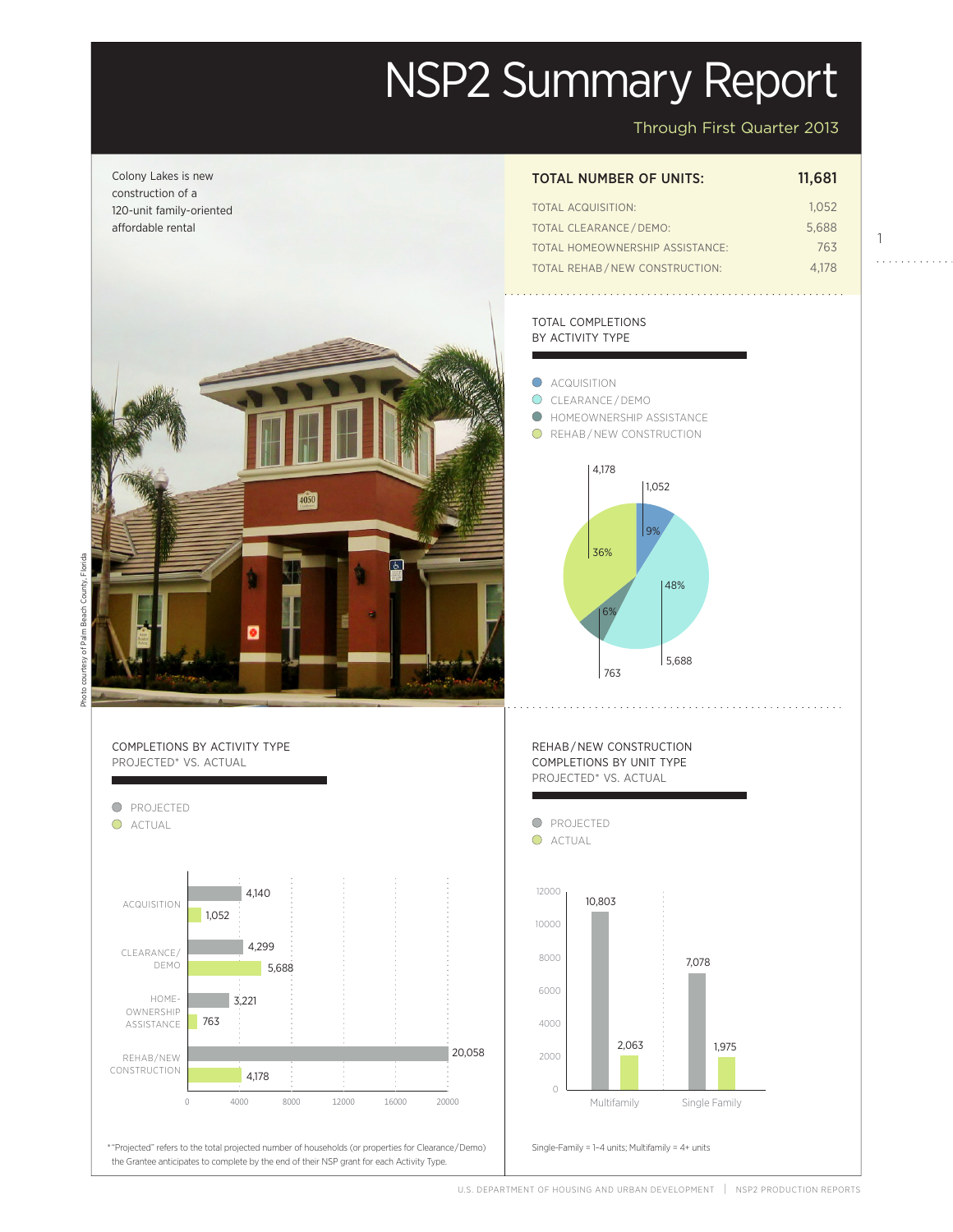# NSP2 Summary Report

Through First Quarter 2013

Colony Lakes is new construction of a 120-unit family-oriented affordable rental

Photo courtesy of Palm Beach County, Florida

| TOTAL NUMBER OF UNITS: | 11,681 |
|---|---|
| TOTAL ACQUISITION: | 1,052 |
| TOTAL CLEARANCE / DEMO: | 5,688 |
| TOTAL HOMEOWNERSHIP ASSISTANCE: | 763 |
| TOTAL REHAB / NEW CONSTRUCTION: | 4,178 |

## TOTAL COMPLETIONS BY ACTIVITY TYPE

| Activity | Units | Percent |
|---|---|---|
| ACQUISITION | 1,052 | 9% |
| CLEARANCE / DEMO | 5,688 | 48% |
| HOMEOWNERSHIP ASSISTANCE | 763 | 6% |
| REHAB / NEW CONSTRUCTION | 4,178 | 36% |

## COMPLETIONS BY ACTIVITY TYPE PROJECTED* VS. ACTUAL

| Activity | Projected | Actual |
|---|---|---|
| ACQUISITION | 4,140 | 1,052 |
| CLEARANCE/ DEMO | 4,299 | 5,688 |
| HOME-OWNERSHIP ASSISTANCE | 3,221 | 763 |
| REHAB/NEW CONSTRUCTION | 20,058 | 4,178 |

* "Projected" refers to the total projected number of households (or properties for Clearance/Demo) the Grantee anticipates to complete by the end of their NSP grant for each Activity Type.

## REHAB / NEW CONSTRUCTION COMPLETIONS BY UNIT TYPE PROJECTED* VS. ACTUAL

| Unit Type | Projected | Actual |
|---|---|---|
| Multifamily | 10,803 | 2,063 |
| Single Family | 7,078 | 1,975 |

Single-Family = 1–4 units; Multifamily = 4+ units

U.S. DEPARTMENT OF HOUSING AND URBAN DEVELOPMENT | NSP2 PRODUCTION REPORTS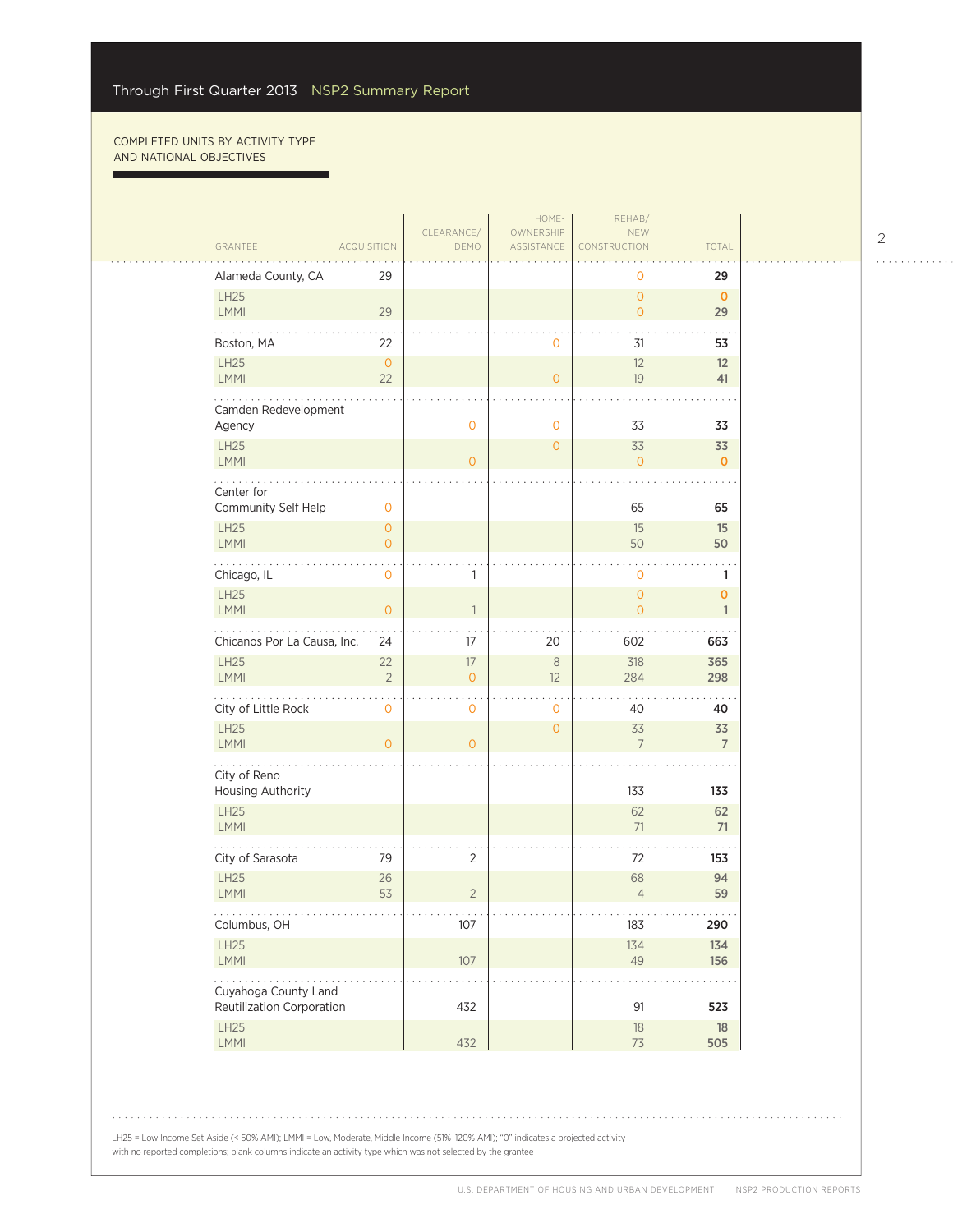COMPLETED UNITS BY ACTIVITY TYPE AND NATIONAL OBJECTIVES

| GRANTEE | ACQUISITION | CLEARANCE/ DEMO | HOME-OWNERSHIP ASSISTANCE | REHAB/ NEW CONSTRUCTION | TOTAL |
|---|---|---|---|---|---|
| Alameda County, CA | 29 | | | 0 | **29** |
| LH25 | | | | 0 | **0** |
| LMMI | 29 | | | 0 | **29** |
| Boston, MA | 22 | | 0 | 31 | **53** |
| LH25 | 0 | | | 12 | **12** |
| LMMI | 22 | | 0 | 19 | **41** |
| Camden Redevelopment Agency | | 0 | 0 | 33 | **33** |
| LH25 | | | 0 | 33 | **33** |
| LMMI | | 0 | | 0 | **0** |
| Center for Community Self Help | 0 | | | 65 | **65** |
| LH25 | 0 | | | 15 | **15** |
| LMMI | 0 | | | 50 | **50** |
| Chicago, IL | 0 | 1 | | 0 | **1** |
| LH25 | | | | 0 | **0** |
| LMMI | 0 | 1 | | 0 | **1** |
| Chicanos Por La Causa, Inc. | 24 | 17 | 20 | 602 | **663** |
| LH25 | 22 | 17 | 8 | 318 | **365** |
| LMMI | 2 | 0 | 12 | 284 | **298** |
| City of Little Rock | 0 | 0 | 0 | 40 | **40** |
| LH25 | | | 0 | 33 | **33** |
| LMMI | 0 | 0 | | 7 | **7** |
| City of Reno Housing Authority | | | | 133 | **133** |
| LH25 | | | | 62 | **62** |
| LMMI | | | | 71 | **71** |
| City of Sarasota | 79 | 2 | | 72 | **153** |
| LH25 | 26 | | | 68 | **94** |
| LMMI | 53 | 2 | | 4 | **59** |
| Columbus, OH | | 107 | | 183 | **290** |
| LH25 | | | | 134 | **134** |
| LMMI | | 107 | | 49 | **156** |
| Cuyahoga County Land Reutilization Corporation | | 432 | | 91 | **523** |
| LH25 | | | | 18 | **18** |
| LMMI | | 432 | | 73 | **505** |

LH25 = Low Income Set Aside (< 50% AMI); LMMI = Low, Moderate, Middle Income (51%–120% AMI); "0" indicates a projected activity with no reported completions; blank columns indicate an activity type which was not selected by the grantee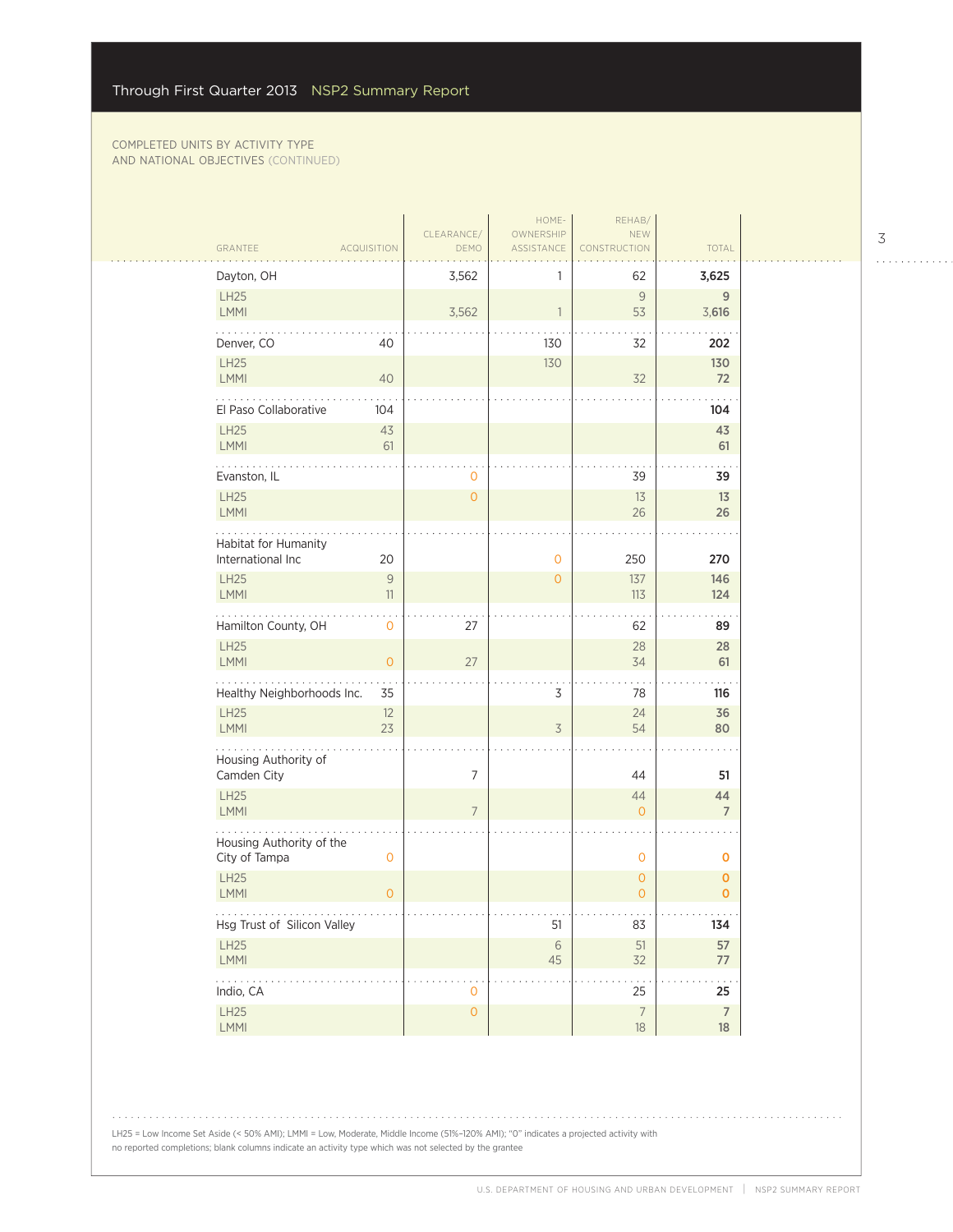COMPLETED UNITS BY ACTIVITY TYPE AND NATIONAL OBJECTIVES (CONTINUED)

| GRANTEE | ACQUISITION | CLEARANCE/ DEMO | HOME-OWNERSHIP ASSISTANCE | REHAB/ NEW CONSTRUCTION | TOTAL |
|---|---|---|---|---|---|
| **Dayton, OH** | | 3,562 | 1 | 62 | **3,625** |
| LH25 | | | | 9 | **9** |
| LMMI | | 3,562 | 1 | 53 | **3,616** |
| **Denver, CO** | 40 | | 130 | 32 | **202** |
| LH25 | | | 130 | | **130** |
| LMMI | 40 | | | 32 | **72** |
| **El Paso Collaborative** | 104 | | | | **104** |
| LH25 | 43 | | | | **43** |
| LMMI | 61 | | | | **61** |
| **Evanston, IL** | | 0 | | 39 | **39** |
| LH25 | | 0 | | 13 | **13** |
| LMMI | | | | 26 | **26** |
| **Habitat for Humanity International Inc** | 20 | | 0 | 250 | **270** |
| LH25 | 9 | | 0 | 137 | **146** |
| LMMI | 11 | | | 113 | **124** |
| **Hamilton County, OH** | 0 | 27 | | 62 | **89** |
| LH25 | | | | 28 | **28** |
| LMMI | 0 | 27 | | 34 | **61** |
| **Healthy Neighborhoods Inc.** | 35 | | 3 | 78 | **116** |
| LH25 | 12 | | | 24 | **36** |
| LMMI | 23 | | 3 | 54 | **80** |
| **Housing Authority of Camden City** | | 7 | | 44 | **51** |
| LH25 | | | | 44 | **44** |
| LMMI | | 7 | | 0 | **7** |
| **Housing Authority of the City of Tampa** | 0 | | | 0 | **0** |
| LH25 | | | | 0 | **0** |
| LMMI | 0 | | | 0 | **0** |
| **Hsg Trust of Silicon Valley** | | | 51 | 83 | **134** |
| LH25 | | | 6 | 51 | **57** |
| LMMI | | | 45 | 32 | **77** |
| **Indio, CA** | | 0 | | 25 | **25** |
| LH25 | | 0 | | 7 | **7** |
| LMMI | | | | 18 | **18** |

LH25 = Low Income Set Aside (< 50% AMI); LMMI = Low, Moderate, Middle Income (51%–120% AMI); "0" indicates a projected activity with no reported completions; blank columns indicate an activity type which was not selected by the grantee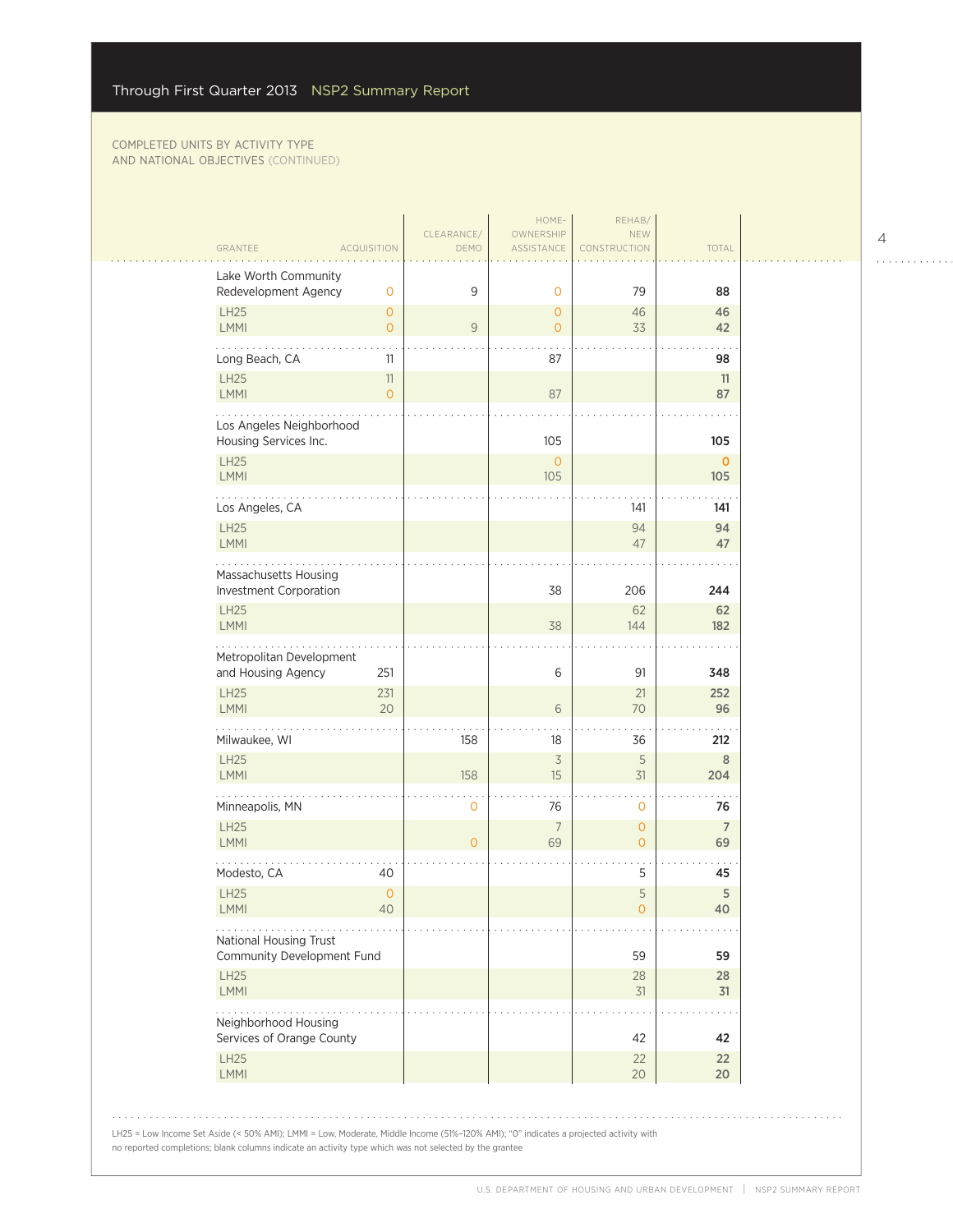COMPLETED UNITS BY ACTIVITY TYPE AND NATIONAL OBJECTIVES (CONTINUED)

| GRANTEE | ACQUISITION | CLEARANCE/ DEMO | HOME-OWNERSHIP ASSISTANCE | REHAB/ NEW CONSTRUCTION | TOTAL |
|---|---|---|---|---|---|
| Lake Worth Community Redevelopment Agency | 0 | 9 | 0 | 79 | **88** |
| LH25 | 0 | | 0 | 46 | **46** |
| LMMI | 0 | 9 | 0 | 33 | **42** |
| Long Beach, CA | 11 | | 87 | | **98** |
| LH25 | 11 | | | | **11** |
| LMMI | 0 | | 87 | | **87** |
| Los Angeles Neighborhood Housing Services Inc. | | | 105 | | **105** |
| LH25 | | | 0 | | **0** |
| LMMI | | | 105 | | **105** |
| Los Angeles, CA | | | | 141 | **141** |
| LH25 | | | | 94 | **94** |
| LMMI | | | | 47 | **47** |
| Massachusetts Housing Investment Corporation | | | 38 | 206 | **244** |
| LH25 | | | | 62 | **62** |
| LMMI | | | 38 | 144 | **182** |
| Metropolitan Development and Housing Agency | 251 | | 6 | 91 | **348** |
| LH25 | 231 | | | 21 | **252** |
| LMMI | 20 | | 6 | 70 | **96** |
| Milwaukee, WI | | 158 | 18 | 36 | **212** |
| LH25 | | | 3 | 5 | **8** |
| LMMI | | 158 | 15 | 31 | **204** |
| Minneapolis, MN | | 0 | 76 | 0 | **76** |
| LH25 | | | 7 | 0 | **7** |
| LMMI | | 0 | 69 | 0 | **69** |
| Modesto, CA | 40 | | | 5 | **45** |
| LH25 | 0 | | | 5 | **5** |
| LMMI | 40 | | | 0 | **40** |
| National Housing Trust Community Development Fund | | | | 59 | **59** |
| LH25 | | | | 28 | **28** |
| LMMI | | | | 31 | **31** |
| Neighborhood Housing Services of Orange County | | | | 42 | **42** |
| LH25 | | | | 22 | **22** |
| LMMI | | | | 20 | **20** |

LH25 = Low Income Set Aside (< 50% AMI); LMMI = Low, Moderate, Middle Income (51%–120% AMI); "0" indicates a projected activity with no reported completions; blank columns indicate an activity type which was not selected by the grantee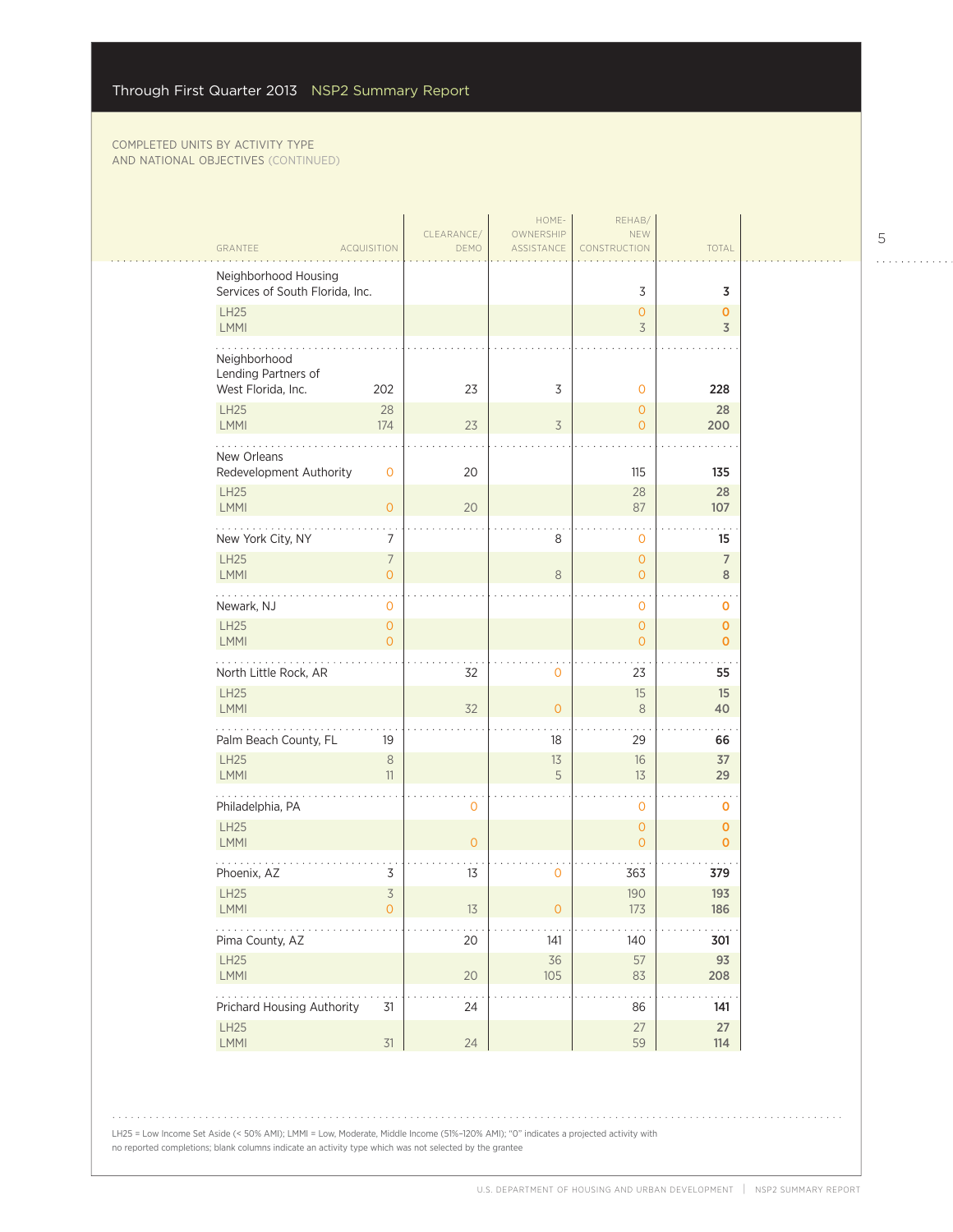COMPLETED UNITS BY ACTIVITY TYPE AND NATIONAL OBJECTIVES (CONTINUED)

| GRANTEE | ACQUISITION | CLEARANCE/ DEMO | HOME-OWNERSHIP ASSISTANCE | REHAB/ NEW CONSTRUCTION | TOTAL |
|---|---|---|---|---|---|
| **Neighborhood Housing Services of South Florida, Inc.** | | | | 3 | **3** |
| LH25 | | | | 0 | **0** |
| LMMI | | | | 3 | **3** |
| **Neighborhood Lending Partners of West Florida, Inc.** | 202 | 23 | 3 | 0 | **228** |
| LH25 | 28 | | | 0 | **28** |
| LMMI | 174 | 23 | 3 | 0 | **200** |
| **New Orleans Redevelopment Authority** | 0 | 20 | | 115 | **135** |
| LH25 | | | | 28 | **28** |
| LMMI | 0 | 20 | | 87 | **107** |
| **New York City, NY** | 7 | | 8 | 0 | **15** |
| LH25 | 7 | | | 0 | **7** |
| LMMI | 0 | | 8 | 0 | **8** |
| **Newark, NJ** | 0 | | | 0 | **0** |
| LH25 | 0 | | | 0 | **0** |
| LMMI | 0 | | | 0 | **0** |
| **North Little Rock, AR** | | 32 | 0 | 23 | **55** |
| LH25 | | | | 15 | **15** |
| LMMI | | 32 | 0 | 8 | **40** |
| **Palm Beach County, FL** | 19 | | 18 | 29 | **66** |
| LH25 | 8 | | 13 | 16 | **37** |
| LMMI | 11 | | 5 | 13 | **29** |
| **Philadelphia, PA** | | 0 | | 0 | **0** |
| LH25 | | | | 0 | **0** |
| LMMI | | 0 | | 0 | **0** |
| **Phoenix, AZ** | 3 | 13 | 0 | 363 | **379** |
| LH25 | 3 | | | 190 | **193** |
| LMMI | 0 | 13 | 0 | 173 | **186** |
| **Pima County, AZ** | | 20 | 141 | 140 | **301** |
| LH25 | | | 36 | 57 | **93** |
| LMMI | | 20 | 105 | 83 | **208** |
| **Prichard Housing Authority** | 31 | 24 | | 86 | **141** |
| LH25 | | | | 27 | **27** |
| LMMI | 31 | 24 | | 59 | **114** |

LH25 = Low Income Set Aside (< 50% AMI); LMMI = Low, Moderate, Middle Income (51%–120% AMI); "0" indicates a projected activity with no reported completions; blank columns indicate an activity type which was not selected by the grantee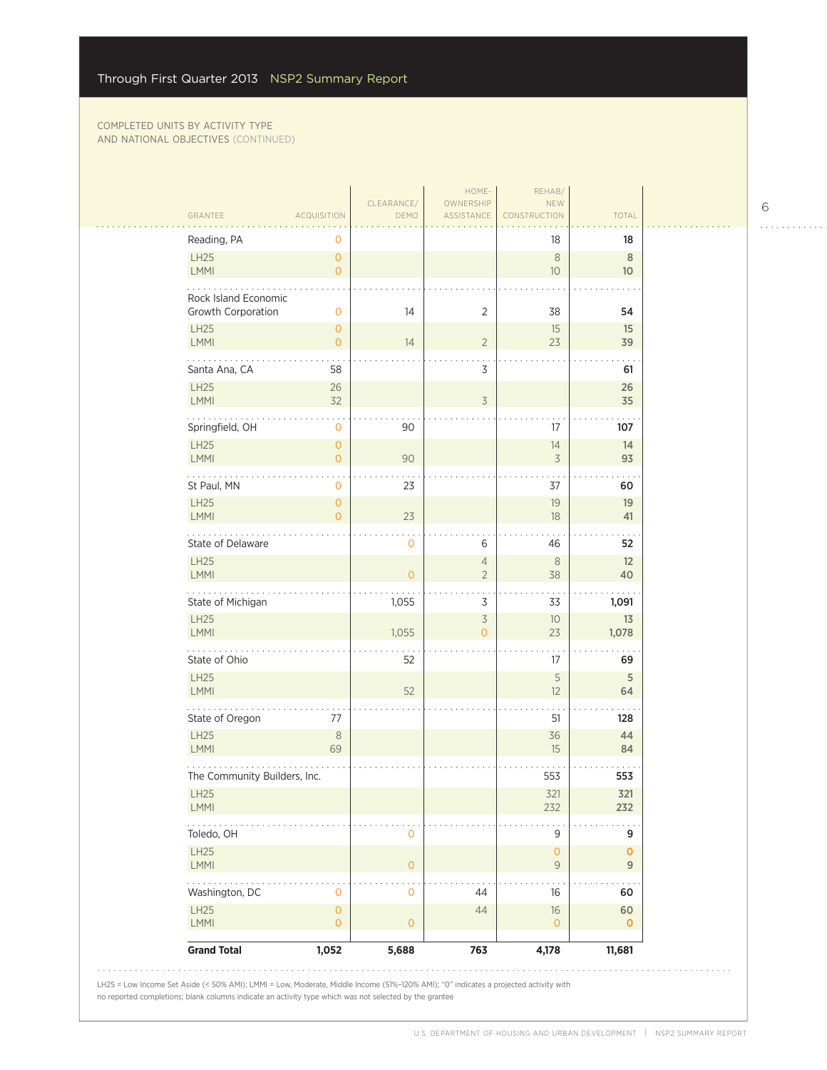COMPLETED UNITS BY ACTIVITY TYPE AND NATIONAL OBJECTIVES (CONTINUED)

| GRANTEE | ACQUISITION | CLEARANCE/ DEMO | HOME-OWNERSHIP ASSISTANCE | REHAB/ NEW CONSTRUCTION | TOTAL |
|---|---|---|---|---|---|
| Reading, PA | 0 | | | 18 | **18** |
| LH25 | 0 | | | 8 | **8** |
| LMMI | 0 | | | 10 | **10** |
| Rock Island Economic Growth Corporation | 0 | 14 | 2 | 38 | **54** |
| LH25 | 0 | | | 15 | **15** |
| LMMI | 0 | 14 | 2 | 23 | **39** |
| Santa Ana, CA | 58 | | 3 | | **61** |
| LH25 | 26 | | | | **26** |
| LMMI | 32 | | 3 | | **35** |
| Springfield, OH | 0 | 90 | | 17 | **107** |
| LH25 | 0 | | | 14 | **14** |
| LMMI | 0 | 90 | | 3 | **93** |
| St Paul, MN | 0 | 23 | | 37 | **60** |
| LH25 | 0 | | | 19 | **19** |
| LMMI | 0 | 23 | | 18 | **41** |
| State of Delaware | | 0 | 6 | 46 | **52** |
| LH25 | | | 4 | 8 | **12** |
| LMMI | | 0 | 2 | 38 | **40** |
| State of Michigan | | 1,055 | 3 | 33 | **1,091** |
| LH25 | | | 3 | 10 | **13** |
| LMMI | | 1,055 | 0 | 23 | **1,078** |
| State of Ohio | | 52 | | 17 | **69** |
| LH25 | | | | 5 | **5** |
| LMMI | | 52 | | 12 | **64** |
| State of Oregon | 77 | | | 51 | **128** |
| LH25 | 8 | | | 36 | **44** |
| LMMI | 69 | | | 15 | **84** |
| The Community Builders, Inc. | | | | 553 | **553** |
| LH25 | | | | 321 | **321** |
| LMMI | | | | 232 | **232** |
| Toledo, OH | | 0 | | 9 | **9** |
| LH25 | | | | 0 | **0** |
| LMMI | | 0 | | 9 | **9** |
| Washington, DC | 0 | 0 | 44 | 16 | **60** |
| LH25 | 0 | | 44 | 16 | **60** |
| LMMI | 0 | 0 | | 0 | **0** |
| **Grand Total** | **1,052** | **5,688** | **763** | **4,178** | **11,681** |

LH25 = Low Income Set Aside (< 50% AMI); LMMI = Low, Moderate, Middle Income (51%–120% AMI); "0" indicates a projected activity with no reported completions; blank columns indicate an activity type which was not selected by the grantee